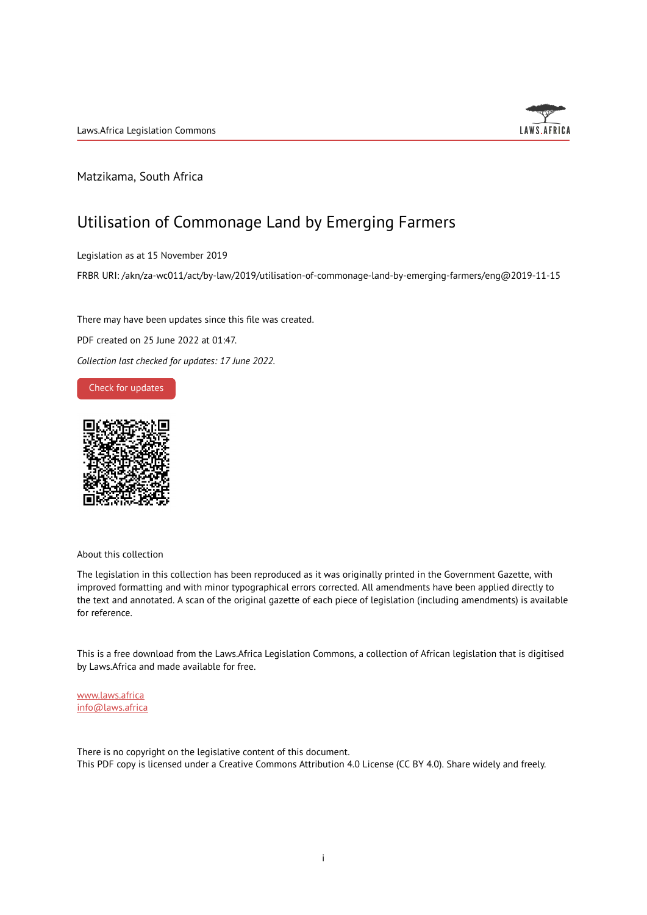Laws.Africa Legislation Commons

Matzikama, South Africa

# Utilisation of Commonage Land by Emerging Farmers

Legislation as at 15 November 2019

FRBR URI: /akn/za-wc011/act/by-law/2019/utilisation-of-commonage-land-by-emerging-farmers/eng@2019-11-15

There may have been updates since this file was created.

PDF created on 25 June 2022 at 01:47.

*Collection last checked for updates: 17 June 2022.*

Check for updates

About this collection

The legislation in this collection has been reproduced as it was originally printed in the Government Gazette, with improved formatting and with minor typographical errors corrected. All amendments have been applied directly to the text and annotated. A scan of the original gazette of each piece of legislation (including amendments) is available for reference.

This is a free download from the Laws.Africa Legislation Commons, a collection of African legislation that is digitised by Laws.Africa and made available for free.

www.laws.africa
info@laws.africa

There is no copyright on the legislative content of this document.
This PDF copy is licensed under a Creative Commons Attribution 4.0 License (CC BY 4.0). Share widely and freely.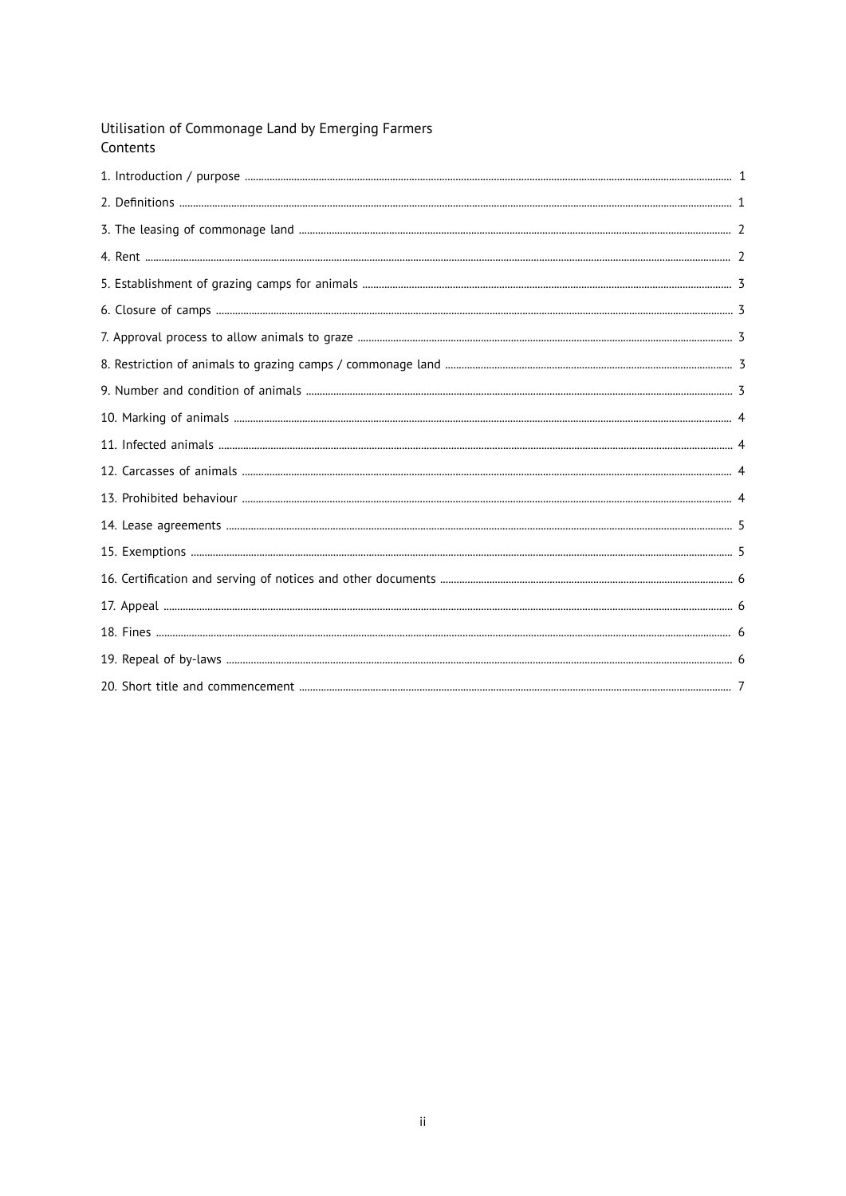# Utilisation of Commonage Land by Emerging Farmers

## Contents

1. Introduction / purpose ..... 1
2. Definitions ..... 1
3. The leasing of commonage land ..... 2
4. Rent ..... 2
5. Establishment of grazing camps for animals ..... 3
6. Closure of camps ..... 3
7. Approval process to allow animals to graze ..... 3
8. Restriction of animals to grazing camps / commonage land ..... 3
9. Number and condition of animals ..... 3
10. Marking of animals ..... 4
11. Infected animals ..... 4
12. Carcasses of animals ..... 4
13. Prohibited behaviour ..... 4
14. Lease agreements ..... 5
15. Exemptions ..... 5
16. Certification and serving of notices and other documents ..... 6
17. Appeal ..... 6
18. Fines ..... 6
19. Repeal of by-laws ..... 6
20. Short title and commencement ..... 7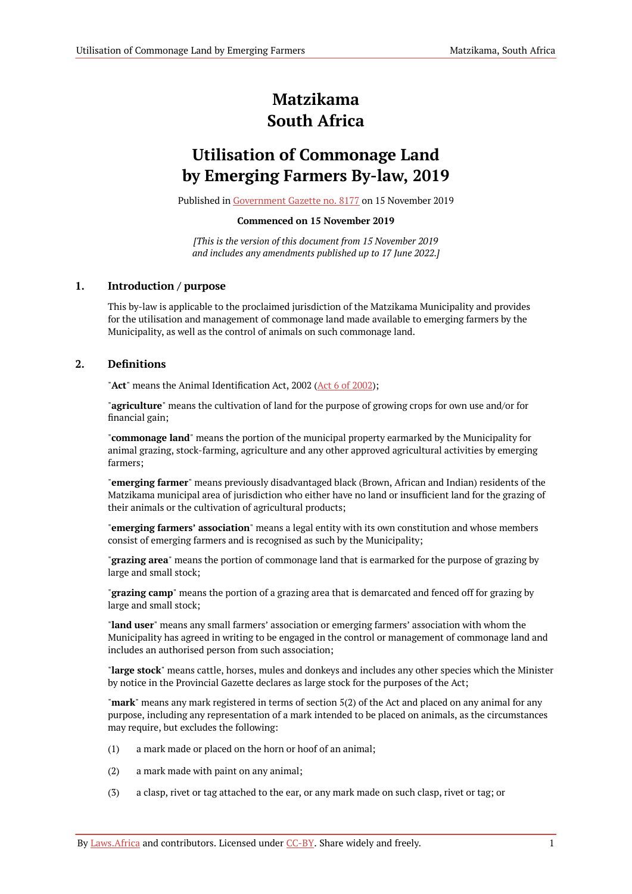# Matzikama
# South Africa

# Utilisation of Commonage Land by Emerging Farmers By-law, 2019

Published in Government Gazette no. 8177 on 15 November 2019

**Commenced on 15 November 2019**

*[This is the version of this document from 15 November 2019 and includes any amendments published up to 17 June 2022.]*

## 1. Introduction / purpose

This by-law is applicable to the proclaimed jurisdiction of the Matzikama Municipality and provides for the utilisation and management of commonage land made available to emerging farmers by the Municipality, as well as the control of animals on such commonage land.

## 2. Definitions

"**Act**" means the Animal Identification Act, 2002 (Act 6 of 2002);

"**agriculture**" means the cultivation of land for the purpose of growing crops for own use and/or for financial gain;

"**commonage land**" means the portion of the municipal property earmarked by the Municipality for animal grazing, stock-farming, agriculture and any other approved agricultural activities by emerging farmers;

"**emerging farmer**" means previously disadvantaged black (Brown, African and Indian) residents of the Matzikama municipal area of jurisdiction who either have no land or insufficient land for the grazing of their animals or the cultivation of agricultural products;

"**emerging farmers' association**" means a legal entity with its own constitution and whose members consist of emerging farmers and is recognised as such by the Municipality;

"**grazing area**" means the portion of commonage land that is earmarked for the purpose of grazing by large and small stock;

"**grazing camp**" means the portion of a grazing area that is demarcated and fenced off for grazing by large and small stock;

"**land user**" means any small farmers' association or emerging farmers' association with whom the Municipality has agreed in writing to be engaged in the control or management of commonage land and includes an authorised person from such association;

"**large stock**" means cattle, horses, mules and donkeys and includes any other species which the Minister by notice in the Provincial Gazette declares as large stock for the purposes of the Act;

"**mark**" means any mark registered in terms of section 5(2) of the Act and placed on any animal for any purpose, including any representation of a mark intended to be placed on animals, as the circumstances may require, but excludes the following:

(1) a mark made or placed on the horn or hoof of an animal;

(2) a mark made with paint on any animal;

(3) a clasp, rivet or tag attached to the ear, or any mark made on such clasp, rivet or tag; or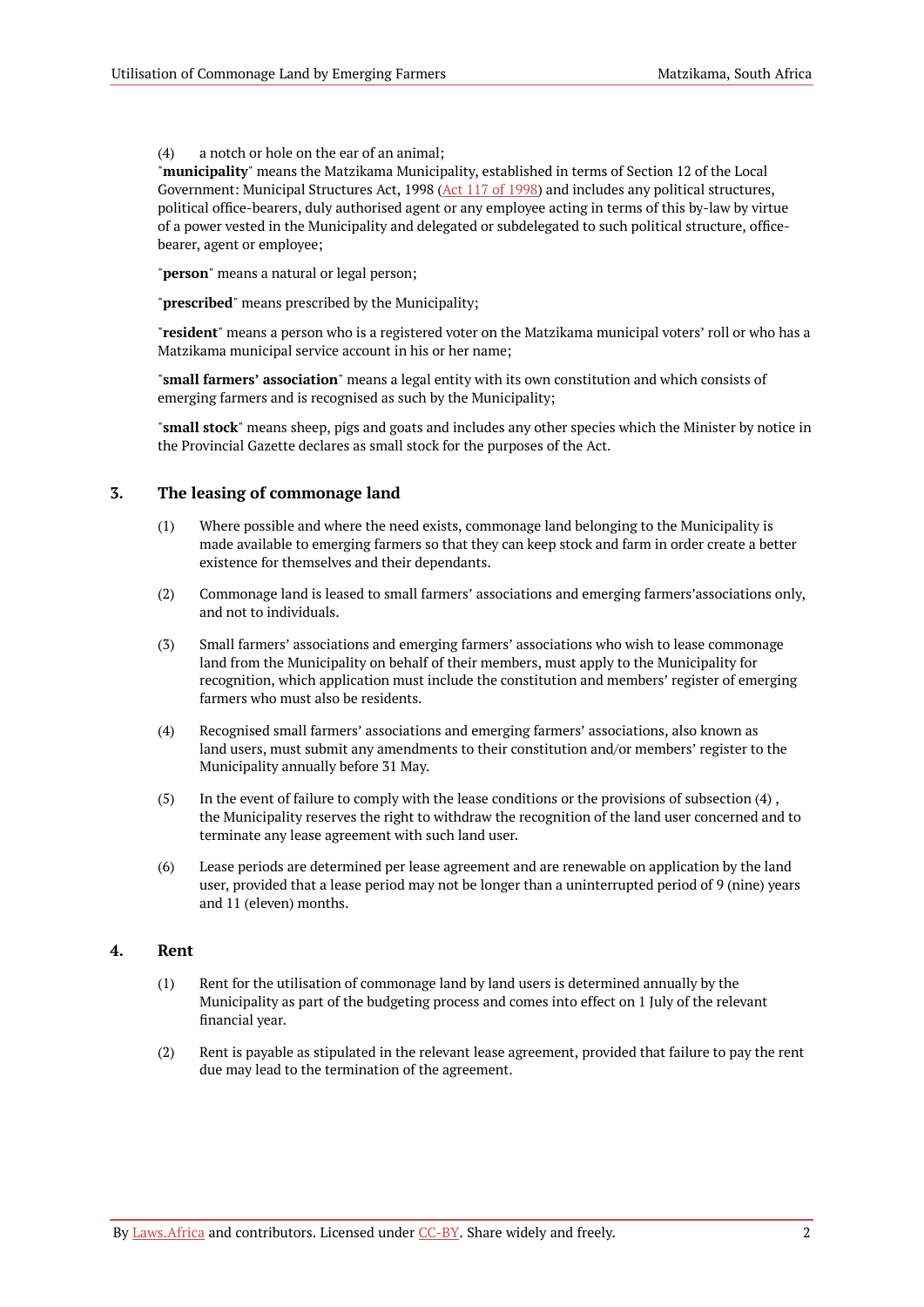(4) a notch or hole on the ear of an animal;

"**municipality**" means the Matzikama Municipality, established in terms of Section 12 of the Local Government: Municipal Structures Act, 1998 (Act 117 of 1998) and includes any political structures, political office-bearers, duly authorised agent or any employee acting in terms of this by-law by virtue of a power vested in the Municipality and delegated or subdelegated to such political structure, office-bearer, agent or employee;

"**person**" means a natural or legal person;

"**prescribed**" means prescribed by the Municipality;

"**resident**" means a person who is a registered voter on the Matzikama municipal voters' roll or who has a Matzikama municipal service account in his or her name;

"**small farmers' association**" means a legal entity with its own constitution and which consists of emerging farmers and is recognised as such by the Municipality;

"**small stock**" means sheep, pigs and goats and includes any other species which the Minister by notice in the Provincial Gazette declares as small stock for the purposes of the Act.

## 3. The leasing of commonage land

(1) Where possible and where the need exists, commonage land belonging to the Municipality is made available to emerging farmers so that they can keep stock and farm in order create a better existence for themselves and their dependants.

(2) Commonage land is leased to small farmers' associations and emerging farmers'associations only, and not to individuals.

(3) Small farmers' associations and emerging farmers' associations who wish to lease commonage land from the Municipality on behalf of their members, must apply to the Municipality for recognition, which application must include the constitution and members' register of emerging farmers who must also be residents.

(4) Recognised small farmers' associations and emerging farmers' associations, also known as land users, must submit any amendments to their constitution and/or members' register to the Municipality annually before 31 May.

(5) In the event of failure to comply with the lease conditions or the provisions of subsection (4) , the Municipality reserves the right to withdraw the recognition of the land user concerned and to terminate any lease agreement with such land user.

(6) Lease periods are determined per lease agreement and are renewable on application by the land user, provided that a lease period may not be longer than a uninterrupted period of 9 (nine) years and 11 (eleven) months.

## 4. Rent

(1) Rent for the utilisation of commonage land by land users is determined annually by the Municipality as part of the budgeting process and comes into effect on 1 July of the relevant financial year.

(2) Rent is payable as stipulated in the relevant lease agreement, provided that failure to pay the rent due may lead to the termination of the agreement.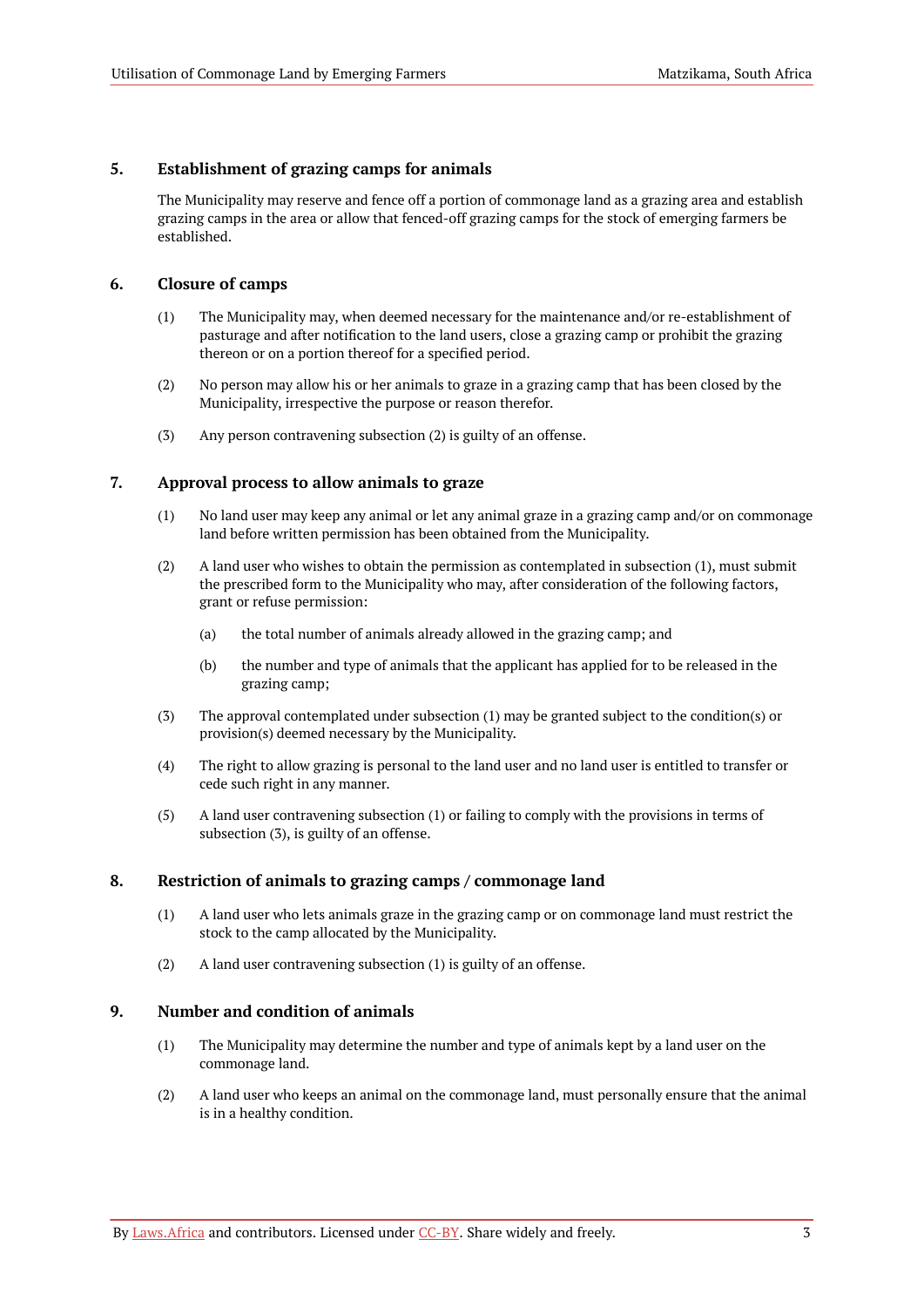## 5. Establishment of grazing camps for animals

The Municipality may reserve and fence off a portion of commonage land as a grazing area and establish grazing camps in the area or allow that fenced-off grazing camps for the stock of emerging farmers be established.

## 6. Closure of camps

(1) The Municipality may, when deemed necessary for the maintenance and/or re-establishment of pasturage and after notification to the land users, close a grazing camp or prohibit the grazing thereon or on a portion thereof for a specified period.

(2) No person may allow his or her animals to graze in a grazing camp that has been closed by the Municipality, irrespective the purpose or reason therefor.

(3) Any person contravening subsection (2) is guilty of an offense.

## 7. Approval process to allow animals to graze

(1) No land user may keep any animal or let any animal graze in a grazing camp and/or on commonage land before written permission has been obtained from the Municipality.

(2) A land user who wishes to obtain the permission as contemplated in subsection (1), must submit the prescribed form to the Municipality who may, after consideration of the following factors, grant or refuse permission:

(a) the total number of animals already allowed in the grazing camp; and

(b) the number and type of animals that the applicant has applied for to be released in the grazing camp;

(3) The approval contemplated under subsection (1) may be granted subject to the condition(s) or provision(s) deemed necessary by the Municipality.

(4) The right to allow grazing is personal to the land user and no land user is entitled to transfer or cede such right in any manner.

(5) A land user contravening subsection (1) or failing to comply with the provisions in terms of subsection (3), is guilty of an offense.

## 8. Restriction of animals to grazing camps / commonage land

(1) A land user who lets animals graze in the grazing camp or on commonage land must restrict the stock to the camp allocated by the Municipality.

(2) A land user contravening subsection (1) is guilty of an offense.

## 9. Number and condition of animals

(1) The Municipality may determine the number and type of animals kept by a land user on the commonage land.

(2) A land user who keeps an animal on the commonage land, must personally ensure that the animal is in a healthy condition.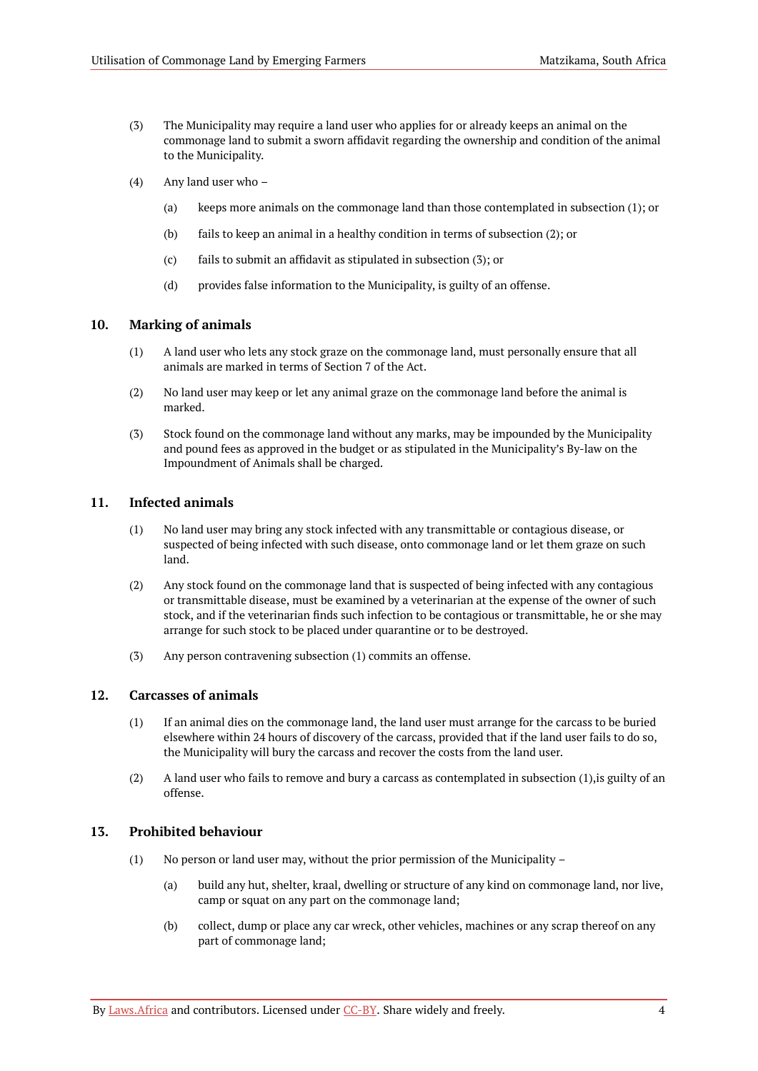(3) The Municipality may require a land user who applies for or already keeps an animal on the commonage land to submit a sworn affidavit regarding the ownership and condition of the animal to the Municipality.

(4) Any land user who –

(a) keeps more animals on the commonage land than those contemplated in subsection (1); or

(b) fails to keep an animal in a healthy condition in terms of subsection (2); or

(c) fails to submit an affidavit as stipulated in subsection (3); or

(d) provides false information to the Municipality, is guilty of an offense.

## 10. Marking of animals

(1) A land user who lets any stock graze on the commonage land, must personally ensure that all animals are marked in terms of Section 7 of the Act.

(2) No land user may keep or let any animal graze on the commonage land before the animal is marked.

(3) Stock found on the commonage land without any marks, may be impounded by the Municipality and pound fees as approved in the budget or as stipulated in the Municipality's By-law on the Impoundment of Animals shall be charged.

## 11. Infected animals

(1) No land user may bring any stock infected with any transmittable or contagious disease, or suspected of being infected with such disease, onto commonage land or let them graze on such land.

(2) Any stock found on the commonage land that is suspected of being infected with any contagious or transmittable disease, must be examined by a veterinarian at the expense of the owner of such stock, and if the veterinarian finds such infection to be contagious or transmittable, he or she may arrange for such stock to be placed under quarantine or to be destroyed.

(3) Any person contravening subsection (1) commits an offense.

## 12. Carcasses of animals

(1) If an animal dies on the commonage land, the land user must arrange for the carcass to be buried elsewhere within 24 hours of discovery of the carcass, provided that if the land user fails to do so, the Municipality will bury the carcass and recover the costs from the land user.

(2) A land user who fails to remove and bury a carcass as contemplated in subsection (1),is guilty of an offense.

## 13. Prohibited behaviour

(1) No person or land user may, without the prior permission of the Municipality –

(a) build any hut, shelter, kraal, dwelling or structure of any kind on commonage land, nor live, camp or squat on any part on the commonage land;

(b) collect, dump or place any car wreck, other vehicles, machines or any scrap thereof on any part of commonage land;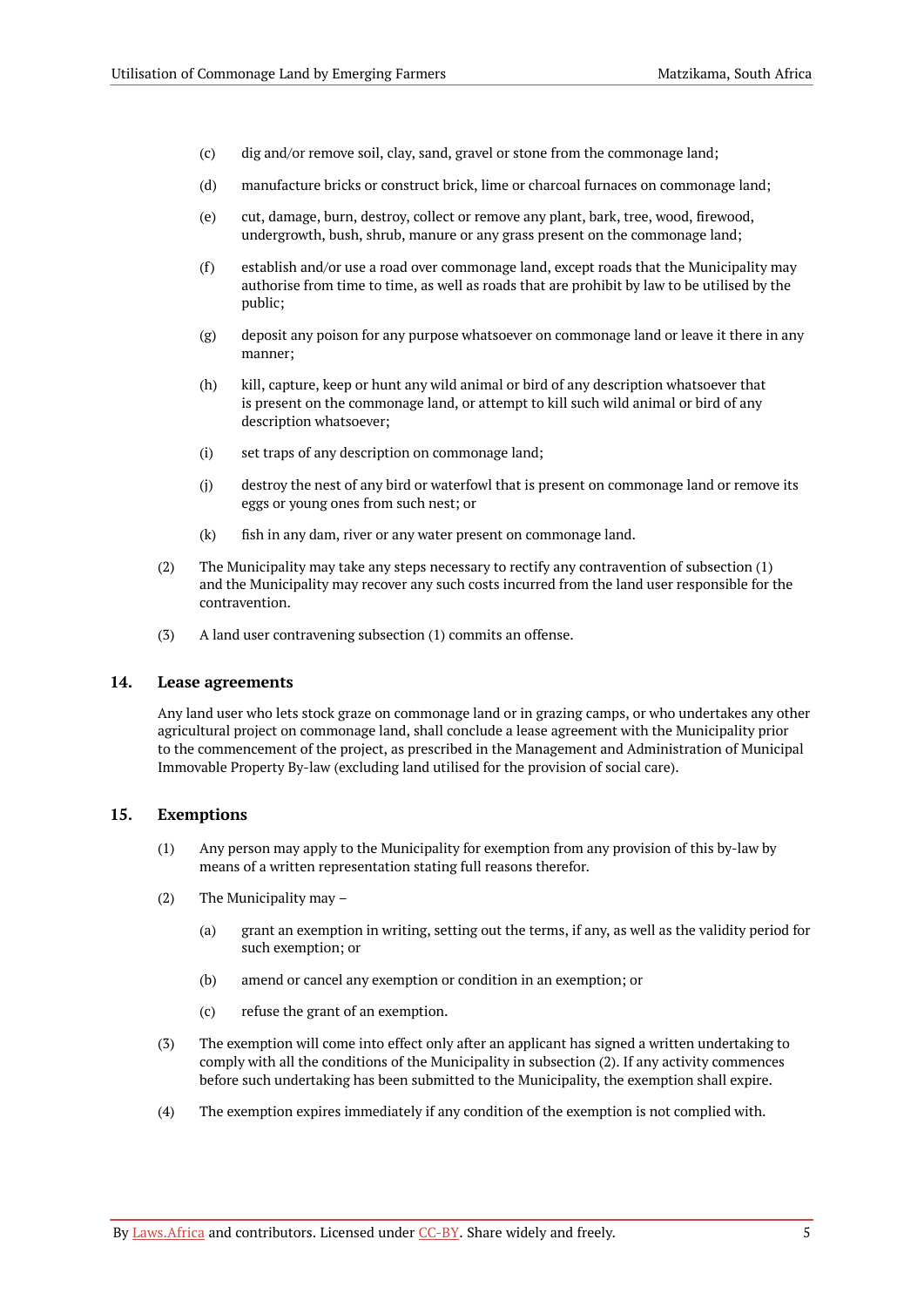(c) dig and/or remove soil, clay, sand, gravel or stone from the commonage land;

(d) manufacture bricks or construct brick, lime or charcoal furnaces on commonage land;

(e) cut, damage, burn, destroy, collect or remove any plant, bark, tree, wood, firewood, undergrowth, bush, shrub, manure or any grass present on the commonage land;

(f) establish and/or use a road over commonage land, except roads that the Municipality may authorise from time to time, as well as roads that are prohibit by law to be utilised by the public;

(g) deposit any poison for any purpose whatsoever on commonage land or leave it there in any manner;

(h) kill, capture, keep or hunt any wild animal or bird of any description whatsoever that is present on the commonage land, or attempt to kill such wild animal or bird of any description whatsoever;

(i) set traps of any description on commonage land;

(j) destroy the nest of any bird or waterfowl that is present on commonage land or remove its eggs or young ones from such nest; or

(k) fish in any dam, river or any water present on commonage land.

(2) The Municipality may take any steps necessary to rectify any contravention of subsection (1) and the Municipality may recover any such costs incurred from the land user responsible for the contravention.

(3) A land user contravening subsection (1) commits an offense.

## 14. Lease agreements

Any land user who lets stock graze on commonage land or in grazing camps, or who undertakes any other agricultural project on commonage land, shall conclude a lease agreement with the Municipality prior to the commencement of the project, as prescribed in the Management and Administration of Municipal Immovable Property By-law (excluding land utilised for the provision of social care).

## 15. Exemptions

(1) Any person may apply to the Municipality for exemption from any provision of this by-law by means of a written representation stating full reasons therefor.

(2) The Municipality may –

(a) grant an exemption in writing, setting out the terms, if any, as well as the validity period for such exemption; or

(b) amend or cancel any exemption or condition in an exemption; or

(c) refuse the grant of an exemption.

(3) The exemption will come into effect only after an applicant has signed a written undertaking to comply with all the conditions of the Municipality in subsection (2). If any activity commences before such undertaking has been submitted to the Municipality, the exemption shall expire.

(4) The exemption expires immediately if any condition of the exemption is not complied with.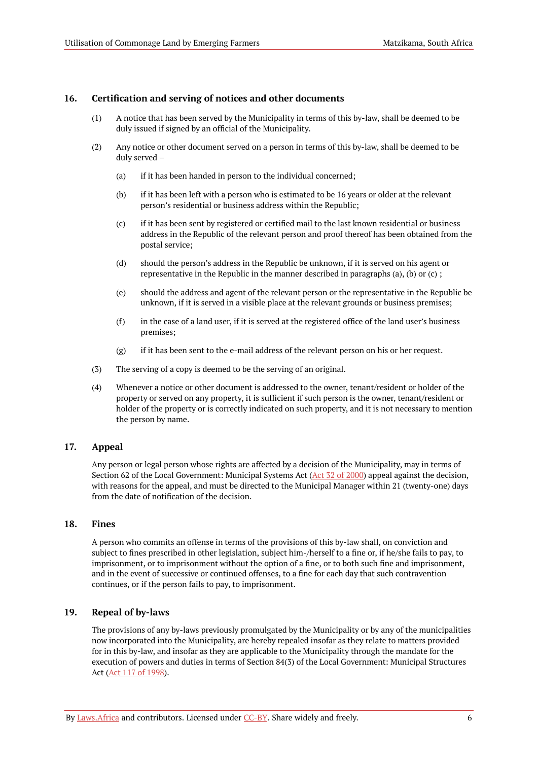## 16. Certification and serving of notices and other documents

(1) A notice that has been served by the Municipality in terms of this by-law, shall be deemed to be duly issued if signed by an official of the Municipality.

(2) Any notice or other document served on a person in terms of this by-law, shall be deemed to be duly served –

(a) if it has been handed in person to the individual concerned;

(b) if it has been left with a person who is estimated to be 16 years or older at the relevant person's residential or business address within the Republic;

(c) if it has been sent by registered or certified mail to the last known residential or business address in the Republic of the relevant person and proof thereof has been obtained from the postal service;

(d) should the person's address in the Republic be unknown, if it is served on his agent or representative in the Republic in the manner described in paragraphs (a), (b) or (c) ;

(e) should the address and agent of the relevant person or the representative in the Republic be unknown, if it is served in a visible place at the relevant grounds or business premises;

(f) in the case of a land user, if it is served at the registered office of the land user's business premises;

(g) if it has been sent to the e-mail address of the relevant person on his or her request.

(3) The serving of a copy is deemed to be the serving of an original.

(4) Whenever a notice or other document is addressed to the owner, tenant/resident or holder of the property or served on any property, it is sufficient if such person is the owner, tenant/resident or holder of the property or is correctly indicated on such property, and it is not necessary to mention the person by name.

## 17. Appeal

Any person or legal person whose rights are affected by a decision of the Municipality, may in terms of Section 62 of the Local Government: Municipal Systems Act (Act 32 of 2000) appeal against the decision, with reasons for the appeal, and must be directed to the Municipal Manager within 21 (twenty-one) days from the date of notification of the decision.

## 18. Fines

A person who commits an offense in terms of the provisions of this by-law shall, on conviction and subject to fines prescribed in other legislation, subject him-/herself to a fine or, if he/she fails to pay, to imprisonment, or to imprisonment without the option of a fine, or to both such fine and imprisonment, and in the event of successive or continued offenses, to a fine for each day that such contravention continues, or if the person fails to pay, to imprisonment.

## 19. Repeal of by-laws

The provisions of any by-laws previously promulgated by the Municipality or by any of the municipalities now incorporated into the Municipality, are hereby repealed insofar as they relate to matters provided for in this by-law, and insofar as they are applicable to the Municipality through the mandate for the execution of powers and duties in terms of Section 84(3) of the Local Government: Municipal Structures Act (Act 117 of 1998).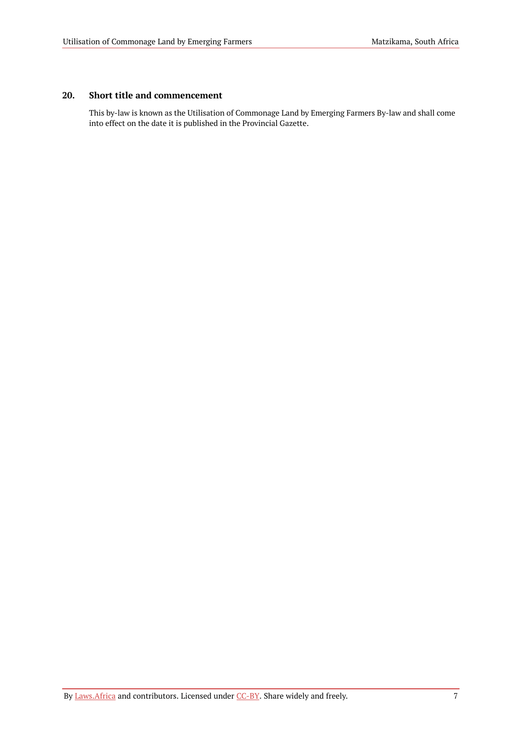### 20. Short title and commencement

This by-law is known as the Utilisation of Commonage Land by Emerging Farmers By-law and shall come into effect on the date it is published in the Provincial Gazette.